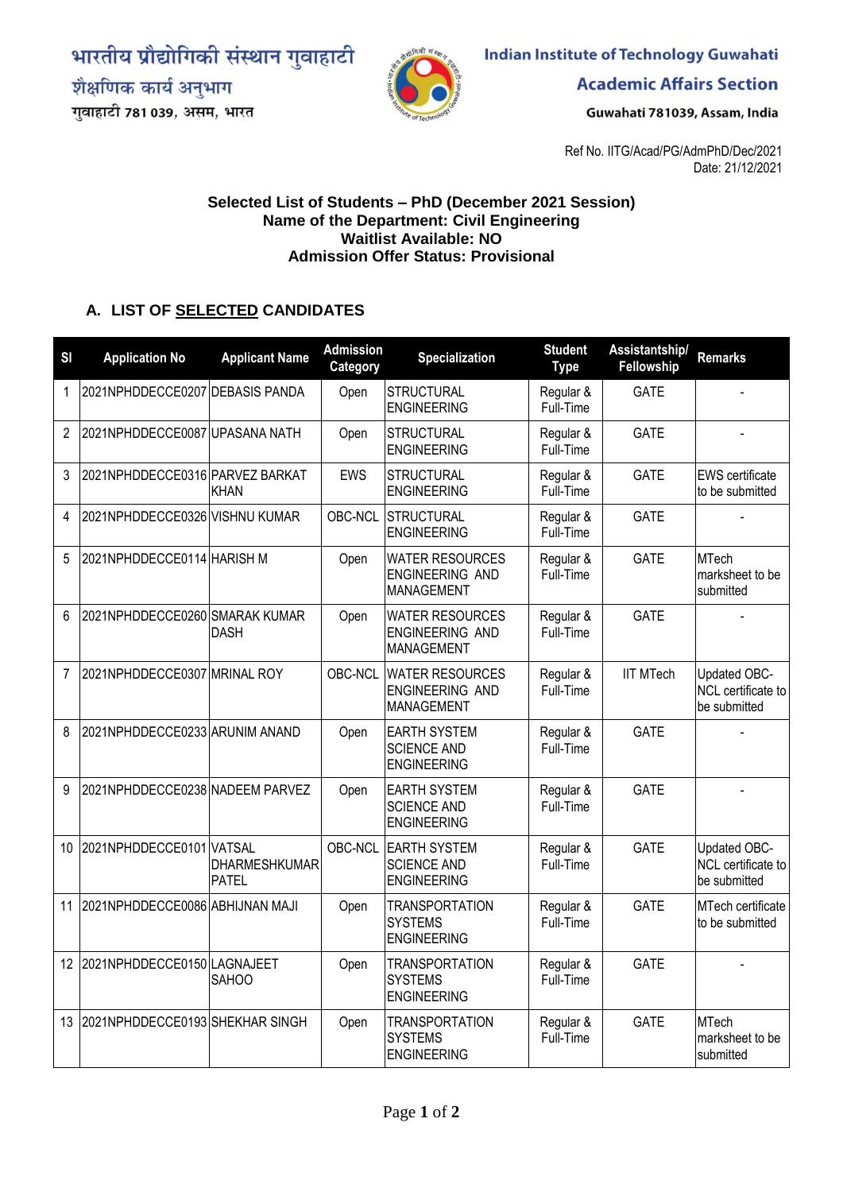भारतीय प्रौद्योगिकी संस्थान गुवाहाटी
शैक्षणिक कार्य अनुभाग
गुवाहाटी 781 039, असम, भारत

**Indian Institute of Technology Guwahati**
**Academic Affairs Section**
Guwahati 781039, Assam, India

Ref No. IITG/Acad/PG/AdmPhD/Dec/2021
Date: 21/12/2021

**Selected List of Students – PhD (December 2021 Session)**
**Name of the Department: Civil Engineering**
**Waitlist Available: NO**
**Admission Offer Status: Provisional**

### A. LIST OF SELECTED CANDIDATES

| Sl | Application No | Applicant Name | Admission Category | Specialization | Student Type | Assistantship/ Fellowship | Remarks |
|---|---|---|---|---|---|---|---|
| 1 | 2021NPHDDECCE0207 | DEBASIS PANDA | Open | STRUCTURAL ENGINEERING | Regular & Full-Time | GATE | - |
| 2 | 2021NPHDDECCE0087 | UPASANA NATH | Open | STRUCTURAL ENGINEERING | Regular & Full-Time | GATE | - |
| 3 | 2021NPHDDECCE0316 | PARVEZ BARKAT KHAN | EWS | STRUCTURAL ENGINEERING | Regular & Full-Time | GATE | EWS certificate to be submitted |
| 4 | 2021NPHDDECCE0326 | VISHNU KUMAR | OBC-NCL | STRUCTURAL ENGINEERING | Regular & Full-Time | GATE | - |
| 5 | 2021NPHDDECCE0114 | HARISH M | Open | WATER RESOURCES ENGINEERING AND MANAGEMENT | Regular & Full-Time | GATE | MTech marksheet to be submitted |
| 6 | 2021NPHDDECCE0260 | SMARAK KUMAR DASH | Open | WATER RESOURCES ENGINEERING AND MANAGEMENT | Regular & Full-Time | GATE | - |
| 7 | 2021NPHDDECCE0307 | MRINAL ROY | OBC-NCL | WATER RESOURCES ENGINEERING AND MANAGEMENT | Regular & Full-Time | IIT MTech | Updated OBC-NCL certificate to be submitted |
| 8 | 2021NPHDDECCE0233 | ARUNIM ANAND | Open | EARTH SYSTEM SCIENCE AND ENGINEERING | Regular & Full-Time | GATE | - |
| 9 | 2021NPHDDECCE0238 | NADEEM PARVEZ | Open | EARTH SYSTEM SCIENCE AND ENGINEERING | Regular & Full-Time | GATE | - |
| 10 | 2021NPHDDECCE0101 | VATSAL DHARMESHKUMAR PATEL | OBC-NCL | EARTH SYSTEM SCIENCE AND ENGINEERING | Regular & Full-Time | GATE | Updated OBC-NCL certificate to be submitted |
| 11 | 2021NPHDDECCE0086 | ABHIJNAN MAJI | Open | TRANSPORTATION SYSTEMS ENGINEERING | Regular & Full-Time | GATE | MTech certificate to be submitted |
| 12 | 2021NPHDDECCE0150 | LAGNAJEET SAHOO | Open | TRANSPORTATION SYSTEMS ENGINEERING | Regular & Full-Time | GATE | - |
| 13 | 2021NPHDDECCE0193 | SHEKHAR SINGH | Open | TRANSPORTATION SYSTEMS ENGINEERING | Regular & Full-Time | GATE | MTech marksheet to be submitted |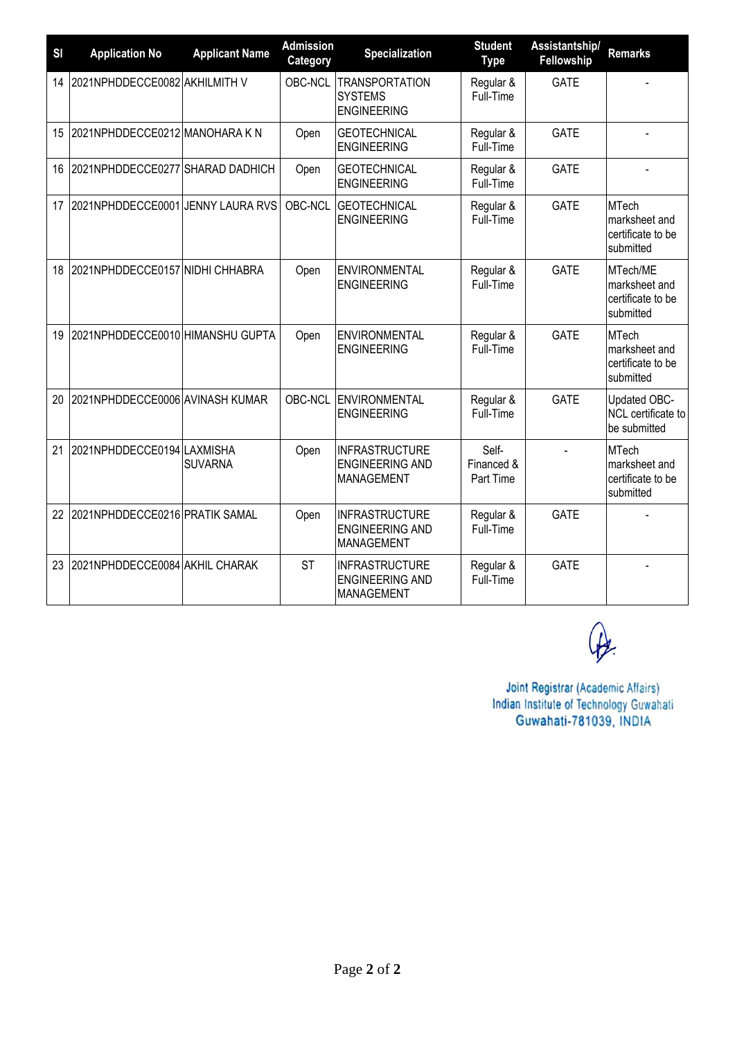| Sl | Application No | Applicant Name | Admission Category | Specialization | Student Type | Assistantship/ Fellowship | Remarks |
|---|---|---|---|---|---|---|---|
| 14 | 2021NPHDDECCE0082 | AKHILMITH V | OBC-NCL | TRANSPORTATION SYSTEMS ENGINEERING | Regular & Full-Time | GATE | - |
| 15 | 2021NPHDDECCE0212 | MANOHARA K N | Open | GEOTECHNICAL ENGINEERING | Regular & Full-Time | GATE | - |
| 16 | 2021NPHDDECCE0277 | SHARAD DADHICH | Open | GEOTECHNICAL ENGINEERING | Regular & Full-Time | GATE | - |
| 17 | 2021NPHDDECCE0001 | JENNY LAURA RVS | OBC-NCL | GEOTECHNICAL ENGINEERING | Regular & Full-Time | GATE | MTech marksheet and certificate to be submitted |
| 18 | 2021NPHDDECCE0157 | NIDHI CHHABRA | Open | ENVIRONMENTAL ENGINEERING | Regular & Full-Time | GATE | MTech/ME marksheet and certificate to be submitted |
| 19 | 2021NPHDDECCE0010 | HIMANSHU GUPTA | Open | ENVIRONMENTAL ENGINEERING | Regular & Full-Time | GATE | MTech marksheet and certificate to be submitted |
| 20 | 2021NPHDDECCE0006 | AVINASH KUMAR | OBC-NCL | ENVIRONMENTAL ENGINEERING | Regular & Full-Time | GATE | Updated OBC-NCL certificate to be submitted |
| 21 | 2021NPHDDECCE0194 | LAXMISHA SUVARNA | Open | INFRASTRUCTURE ENGINEERING AND MANAGEMENT | Self-Financed & Part Time | - | MTech marksheet and certificate to be submitted |
| 22 | 2021NPHDDECCE0216 | PRATIK SAMAL | Open | INFRASTRUCTURE ENGINEERING AND MANAGEMENT | Regular & Full-Time | GATE | - |
| 23 | 2021NPHDDECCE0084 | AKHIL CHARAK | ST | INFRASTRUCTURE ENGINEERING AND MANAGEMENT | Regular & Full-Time | GATE | - |

Joint Registrar (Academic Affairs)
Indian Institute of Technology Guwahati
Guwahati-781039, INDIA